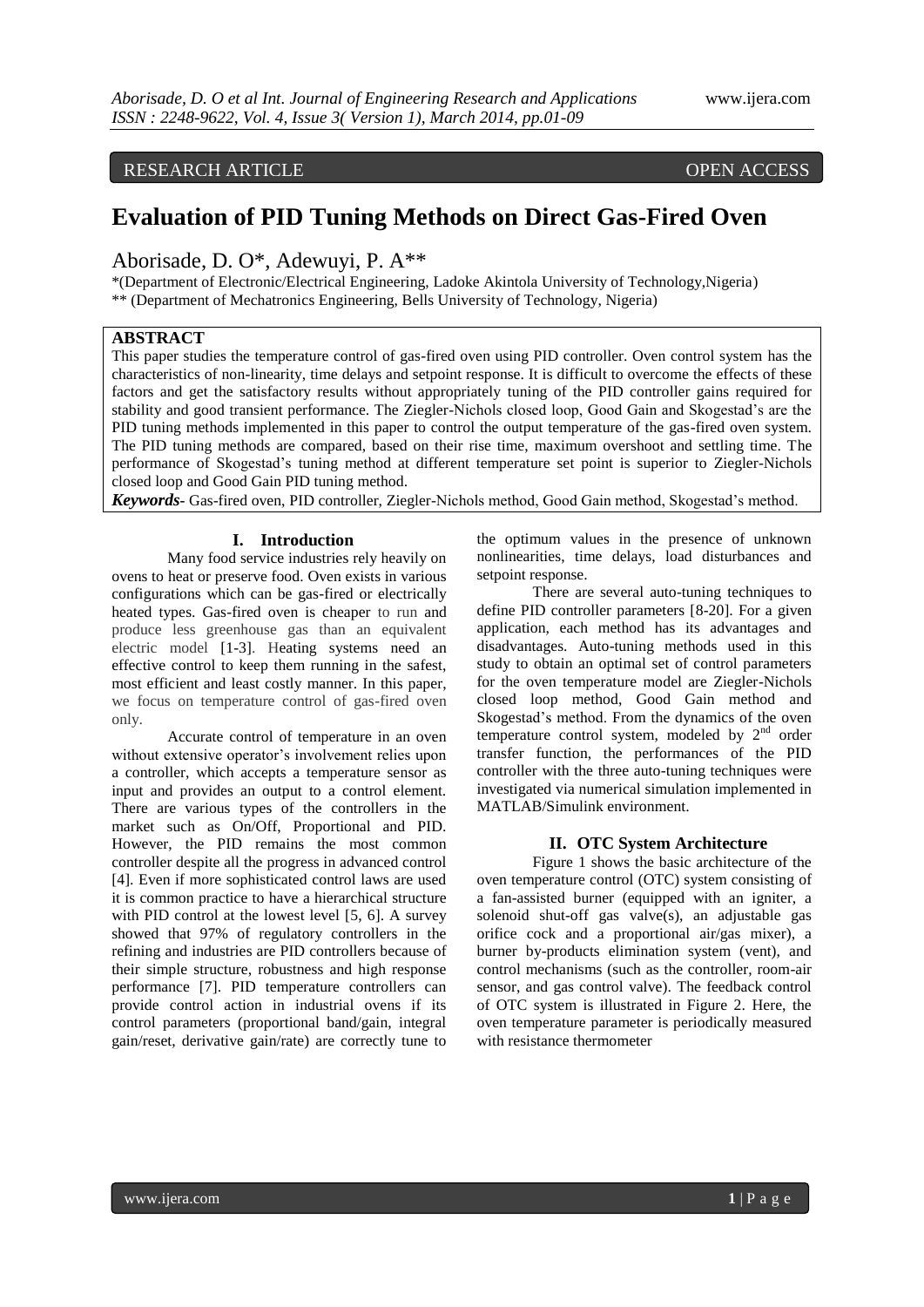RESEARCH ARTICLE OPEN ACCESS

# Evaluation of PID Tuning Methods on Direct Gas-Fired Oven

Aborisade, D. O*, Adewuyi, P. A**

*(Department of Electronic/Electrical Engineering, Ladoke Akintola University of Technology,Nigeria)
** (Department of Mechatronics Engineering, Bells University of Technology, Nigeria)

## ABSTRACT

This paper studies the temperature control of gas-fired oven using PID controller. Oven control system has the characteristics of non-linearity, time delays and setpoint response. It is difficult to overcome the effects of these factors and get the satisfactory results without appropriately tuning of the PID controller gains required for stability and good transient performance. The Ziegler-Nichols closed loop, Good Gain and Skogestad's are the PID tuning methods implemented in this paper to control the output temperature of the gas-fired oven system. The PID tuning methods are compared, based on their rise time, maximum overshoot and settling time. The performance of Skogestad's tuning method at different temperature set point is superior to Ziegler-Nichols closed loop and Good Gain PID tuning method.

***Keywords*-** Gas-fired oven, PID controller, Ziegler-Nichols method, Good Gain method, Skogestad's method.

## I. Introduction

Many food service industries rely heavily on ovens to heat or preserve food. Oven exists in various configurations which can be gas-fired or electrically heated types. Gas-fired oven is cheaper to run and produce less greenhouse gas than an equivalent electric model [1-3]. Heating systems need an effective control to keep them running in the safest, most efficient and least costly manner. In this paper, we focus on temperature control of gas-fired oven only.

Accurate control of temperature in an oven without extensive operator's involvement relies upon a controller, which accepts a temperature sensor as input and provides an output to a control element. There are various types of the controllers in the market such as On/Off, Proportional and PID. However, the PID remains the most common controller despite all the progress in advanced control [4]. Even if more sophisticated control laws are used it is common practice to have a hierarchical structure with PID control at the lowest level [5, 6]. A survey showed that 97% of regulatory controllers in the refining and industries are PID controllers because of their simple structure, robustness and high response performance [7]. PID temperature controllers can provide control action in industrial ovens if its control parameters (proportional band/gain, integral gain/reset, derivative gain/rate) are correctly tune to the optimum values in the presence of unknown nonlinearities, time delays, load disturbances and setpoint response.

There are several auto-tuning techniques to define PID controller parameters [8-20]. For a given application, each method has its advantages and disadvantages. Auto-tuning methods used in this study to obtain an optimal set of control parameters for the oven temperature model are Ziegler-Nichols closed loop method, Good Gain method and Skogestad's method. From the dynamics of the oven temperature control system, modeled by 2nd order transfer function, the performances of the PID controller with the three auto-tuning techniques were investigated via numerical simulation implemented in MATLAB/Simulink environment.

## II. OTC System Architecture

Figure 1 shows the basic architecture of the oven temperature control (OTC) system consisting of a fan-assisted burner (equipped with an igniter, a solenoid shut-off gas valve(s), an adjustable gas orifice cock and a proportional air/gas mixer), a burner by-products elimination system (vent), and control mechanisms (such as the controller, room-air sensor, and gas control valve). The feedback control of OTC system is illustrated in Figure 2. Here, the oven temperature parameter is periodically measured with resistance thermometer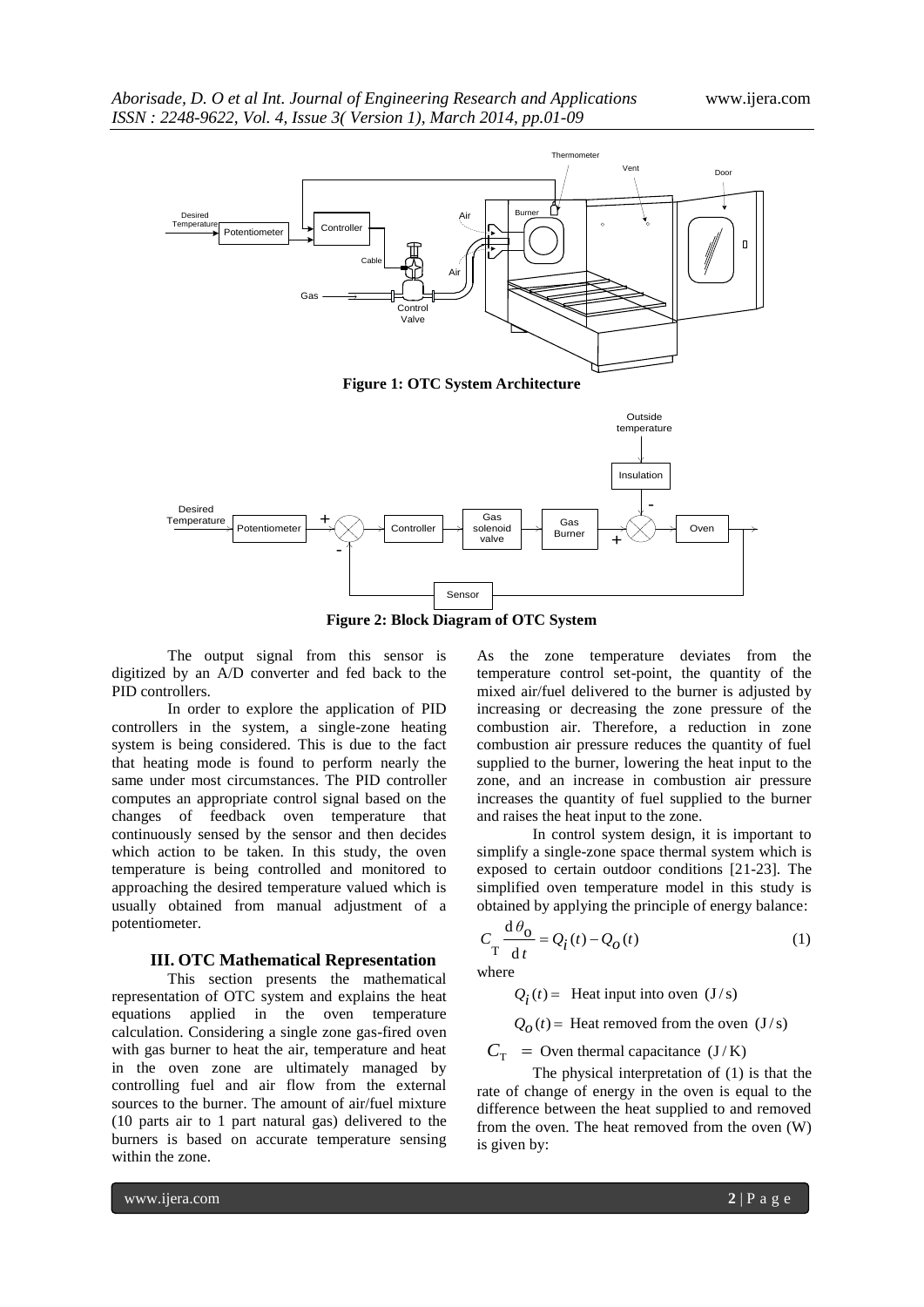**Figure 1: OTC System Architecture**

**Figure 2: Block Diagram of OTC System**

The output signal from this sensor is digitized by an A/D converter and fed back to the PID controllers.

In order to explore the application of PID controllers in the system, a single-zone heating system is being considered. This is due to the fact that heating mode is found to perform nearly the same under most circumstances. The PID controller computes an appropriate control signal based on the changes of feedback oven temperature that continuously sensed by the sensor and then decides which action to be taken. In this study, the oven temperature is being controlled and monitored to approaching the desired temperature valued which is usually obtained from manual adjustment of a potentiometer.

### III. OTC Mathematical Representation

This section presents the mathematical representation of OTC system and explains the heat equations applied in the oven temperature calculation. Considering a single zone gas-fired oven with gas burner to heat the air, temperature and heat in the oven zone are ultimately managed by controlling fuel and air flow from the external sources to the burner. The amount of air/fuel mixture (10 parts air to 1 part natural gas) delivered to the burners is based on accurate temperature sensing within the zone.

As the zone temperature deviates from the temperature control set-point, the quantity of the mixed air/fuel delivered to the burner is adjusted by increasing or decreasing the zone pressure of the combustion air. Therefore, a reduction in zone combustion air pressure reduces the quantity of fuel supplied to the burner, lowering the heat input to the zone, and an increase in combustion air pressure increases the quantity of fuel supplied to the burner and raises the heat input to the zone.

In control system design, it is important to simplify a single-zone space thermal system which is exposed to certain outdoor conditions [21-23]. The simplified oven temperature model in this study is obtained by applying the principle of energy balance:

$$C_{\mathrm{T}} \frac{d\theta_o}{dt} = Q_i(t) - Q_o(t) \tag{1}$$

where

$Q_i(t) =$ Heat input into oven $(\mathrm{J/s})$

$Q_o(t) =$ Heat removed from the oven $(\mathrm{J/s})$

$C_{\mathrm{T}}$ = Oven thermal capacitance $(\mathrm{J/K})$

The physical interpretation of (1) is that the rate of change of energy in the oven is equal to the difference between the heat supplied to and removed from the oven. The heat removed from the oven (W) is given by: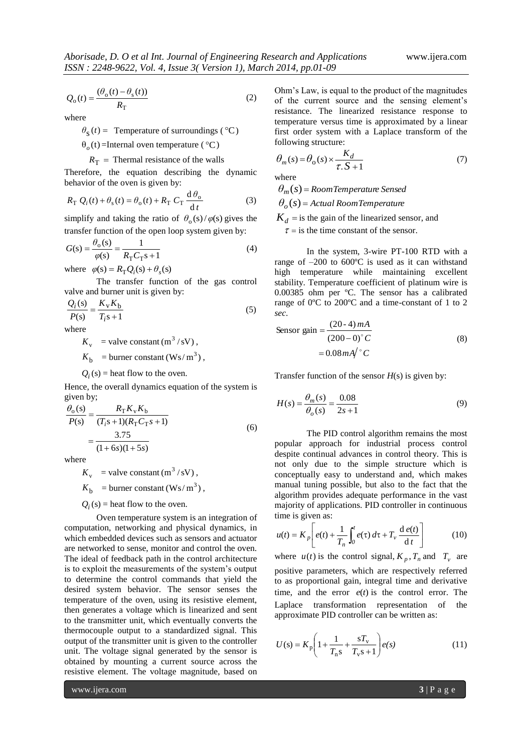$$Q_o(t) = \frac{(\theta_o(t) - \theta_s(t))}{R_T} \tag{2}$$

where

$\theta_S(t) =$ Temperature of surroundings (°C)

$\theta_o(t)$ =Internal oven temperature (°C)

$R_T$ = Thermal resistance of the walls

Therefore, the equation describing the dynamic behavior of the oven is given by:

$$R_T\, Q_i(t) + \theta_s(t) = \theta_o(t) + R_T\, C_T \frac{d\,\theta_o}{d\,t} \tag{3}$$

simplify and taking the ratio of $\theta_o(s)/\varphi(s)$ gives the transfer function of the open loop system given by:

$$G(s) = \frac{\theta_o(s)}{\varphi(s)} = \frac{1}{R_T C_T s + 1} \tag{4}$$

where $\varphi(s) = R_T Q_i(s) + \theta_s(s)$

The transfer function of the gas control valve and burner unit is given by:

$$\frac{Q_i(s)}{P(s)} = \frac{K_v K_b}{T_i s + 1} \tag{5}$$

where

$K_v$ = valve constant $(m^3/sV)$,

$K_b$ = burner constant $(Ws/m^3)$,

$Q_i(s)$ = heat flow to the oven.

Hence, the overall dynamics equation of the system is given by;

$$\frac{\theta_o(s)}{P(s)} = \frac{R_T K_v K_b}{(T_i s + 1)(R_T C_T s + 1)} = \frac{3.75}{(1+6s)(1+5s)} \tag{6}$$

where

$K_v$ = valve constant $(m^3/sV)$,

$K_b$ = burner constant $(Ws/m^3)$,

$Q_i(s)$ = heat flow to the oven.

Oven temperature system is an integration of computation, networking and physical dynamics, in which embedded devices such as sensors and actuator are networked to sense, monitor and control the oven. The ideal of feedback path in the control architecture is to exploit the measurements of the system's output to determine the control commands that yield the desired system behavior. The sensor senses the temperature of the oven, using its resistive element, then generates a voltage which is linearized and sent to the transmitter unit, which eventually converts the thermocouple output to a standardized signal. This output of the transmitter unit is given to the controller unit. The voltage signal generated by the sensor is obtained by mounting a current source across the resistive element. The voltage magnitude, based on Ohm's Law, is equal to the product of the magnitudes of the current source and the sensing element's resistance. The linearized resistance response to temperature versus time is approximated by a linear first order system with a Laplace transform of the following structure:

$$\theta_m(s) = \theta_o(s) \times \frac{K_d}{\tau . S + 1} \tag{7}$$

where

$\theta_m(s) = Room Temperature\ Sensed$

$\theta_o(s) = Actual\ Room Temperature$

$K_d$ = is the gain of the linearized sensor, and

$\tau$ = is the time constant of the sensor.

In the system, 3-wire PT-100 RTD with a range of –200 to 600ºC is used as it can withstand high temperature while maintaining excellent stability. Temperature coefficient of platinum wire is 0.00385 ohm per ºC. The sensor has a calibrated range of 0ºC to 200ºC and a time-constant of 1 to 2 *sec*.

$$\text{Sensor gain} = \frac{(20-4)\, mA}{(200-0)^\circ C} = 0.08\, mA/^\circ C \tag{8}$$

Transfer function of the sensor $H(s)$ is given by:

$$H(s) = \frac{\theta_m(s)}{\theta_o(s)} = \frac{0.08}{2s+1} \tag{9}$$

The PID control algorithm remains the most popular approach for industrial process control despite continual advances in control theory. This is not only due to the simple structure which is conceptually easy to understand and, which makes manual tuning possible, but also to the fact that the algorithm provides adequate performance in the vast majority of applications. PID controller in continuous time is given as:

$$u(t) = K_p \left[ e(t) + \frac{1}{T_n} \int_0^t e(\tau)\, d\tau + T_v \frac{d\, e(t)}{d\, t} \right] \tag{10}$$

where $u(t)$ is the control signal, $K_p$, $T_n$ and $T_v$ are positive parameters, which are respectively referred to as proportional gain, integral time and derivative time, and the error $e(t)$ is the control error. The Laplace transformation representation of the approximate PID controller can be written as:

$$U(s) = K_p \left( 1 + \frac{1}{T_n s} + \frac{s T_v}{T_v s + 1} \right) e(s) \tag{11}$$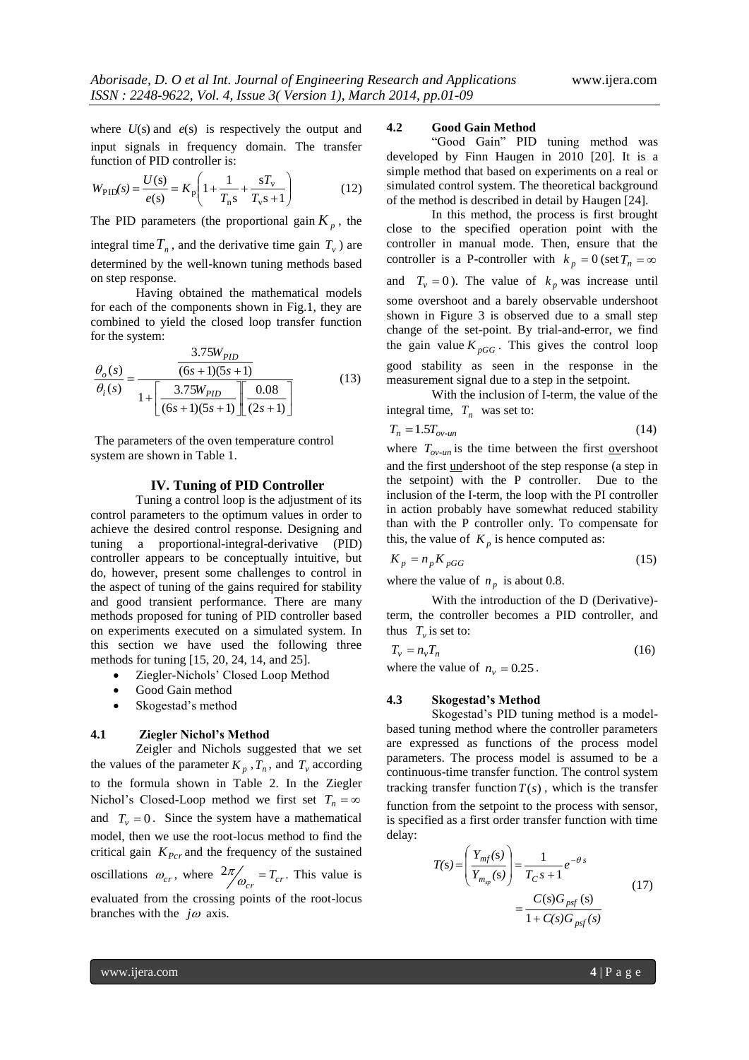where $U(s)$ and $e(s)$ is respectively the output and input signals in frequency domain. The transfer function of PID controller is:

$$W_{\mathrm{PID}}(s) = \frac{U(s)}{e(s)} = K_{\mathrm{p}}\left(1 + \frac{1}{T_{\mathrm{n}}s} + \frac{sT_{\mathrm{v}}}{T_{\mathrm{v}}s+1}\right) \tag{12}$$

The PID parameters (the proportional gain $K_p$, the integral time $T_n$, and the derivative time gain $T_v$) are determined by the well-known tuning methods based on step response.

Having obtained the mathematical models for each of the components shown in Fig.1, they are combined to yield the closed loop transfer function for the system:

$$\frac{\theta_o(s)}{\theta_i(s)} = \frac{\dfrac{3.75W_{PID}}{(6s+1)(5s+1)}}{1+\left[\dfrac{3.75W_{PID}}{(6s+1)(5s+1)}\right]\left[\dfrac{0.08}{(2s+1)}\right]} \tag{13}$$

The parameters of the oven temperature control system are shown in Table 1.

## IV. Tuning of PID Controller

Tuning a control loop is the adjustment of its control parameters to the optimum values in order to achieve the desired control response. Designing and tuning a proportional-integral-derivative (PID) controller appears to be conceptually intuitive, but do, however, present some challenges to control in the aspect of tuning of the gains required for stability and good transient performance. There are many methods proposed for tuning of PID controller based on experiments executed on a simulated system. In this section we have used the following three methods for tuning [15, 20, 24, 14, and 25].

- Ziegler-Nichols' Closed Loop Method
- Good Gain method
- Skogestad's method

### 4.1 Ziegler Nichol's Method

Zeigler and Nichols suggested that we set the values of the parameter $K_p$, $T_n$, and $T_v$ according to the formula shown in Table 2. In the Ziegler Nichol's Closed-Loop method we first set $T_n = \infty$ and $T_v = 0$. Since the system have a mathematical model, then we use the root-locus method to find the critical gain $K_{Pcr}$ and the frequency of the sustained oscillations $\omega_{cr}$, where $2\pi/\omega_{cr} = T_{cr}$. This value is evaluated from the crossing points of the root-locus branches with the $j\omega$ axis.

### 4.2 Good Gain Method

"Good Gain" PID tuning method was developed by Finn Haugen in 2010 [20]. It is a simple method that based on experiments on a real or simulated control system. The theoretical background of the method is described in detail by Haugen [24].

In this method, the process is first brought close to the specified operation point with the controller in manual mode. Then, ensure that the controller is a P-controller with $k_p = 0$ (set $T_n = \infty$ and $T_v = 0$). The value of $k_p$ was increase until some overshoot and a barely observable undershoot shown in Figure 3 is observed due to a small step change of the set-point. By trial-and-error, we find the gain value $K_{pGG}$. This gives the control loop good stability as seen in the response in the measurement signal due to a step in the setpoint.

With the inclusion of I-term, the value of the integral time, $T_n$ was set to:

$$T_n = 1.5T_{ov\text{-}un} \tag{14}$$

where $T_{ov\text{-}un}$ is the time between the first overshoot and the first undershoot of the step response (a step in the setpoint) with the P controller. Due to the inclusion of the I-term, the loop with the PI controller in action probably have somewhat reduced stability than with the P controller only. To compensate for this, the value of $K_p$ is hence computed as:

$$K_p = n_p K_{pGG} \tag{15}$$

where the value of $n_p$ is about 0.8.

With the introduction of the D (Derivative)-term, the controller becomes a PID controller, and thus $T_v$ is set to:

$$T_v = n_v T_n \tag{16}$$

where the value of $n_v = 0.25$.

### 4.3 Skogestad's Method

Skogestad's PID tuning method is a model-based tuning method where the controller parameters are expressed as functions of the process model parameters. The process model is assumed to be a continuous-time transfer function. The control system tracking transfer function $T(s)$, which is the transfer function from the setpoint to the process with sensor, is specified as a first order transfer function with time delay:

$$T(s) = \left(\frac{Y_{mf}(s)}{Y_{m_{sp}}(s)}\right) = \frac{1}{T_C s+1}e^{-\theta s} = \frac{C(s)G_{psf}(s)}{1+C(s)G_{psf}(s)} \tag{17}$$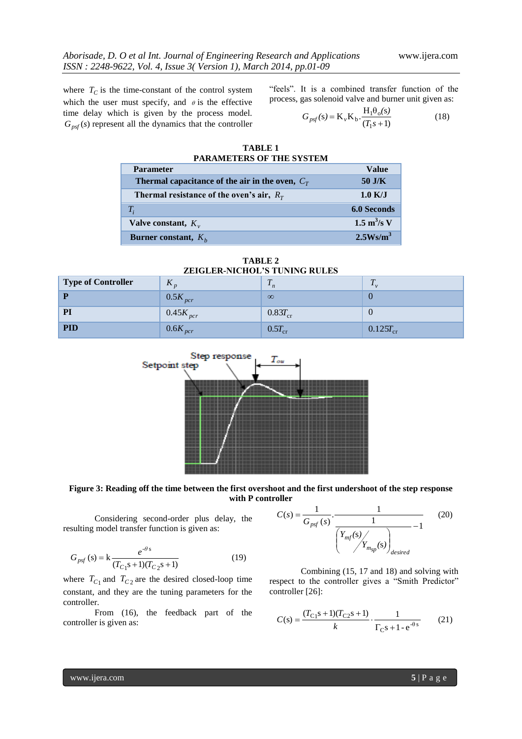where $T_C$ is the time-constant of the control system which the user must specify, and $\theta$ is the effective time delay which is given by the process model. $G_{psf}(s)$ represent all the dynamics that the controller "feels". It is a combined transfer function of the process, gas solenoid valve and burner unit given as:

$$G_{psf}(s) = K_v K_b \cdot \frac{H_1\theta_o(s)}{(T_1 s + 1)} \quad (18)$$

**TABLE 1**
**PARAMETERS OF THE SYSTEM**

| Parameter | Value |
|---|---|
| Thermal capacitance of the air in the oven, $C_T$ | 50 J/K |
| Thermal resistance of the oven's air, $R_T$ | 1.0 K/J |
| $T_i$ | 6.0 Seconds |
| Valve constant, $K_v$ | 1.5 $m^3$/s V |
| Burner constant, $K_b$ | 2.5Ws/$m^3$ |

**TABLE 2**
**ZEIGLER-NICHOL'S TUNING RULES**

| Type of Controller | $K_p$ | $T_n$ | $T_v$ |
|---|---|---|---|
| P | $0.5K_{pcr}$ | $\infty$ | 0 |
| PI | $0.45K_{pcr}$ | $0.83T_{cr}$ | 0 |
| PID | $0.6K_{pcr}$ | $0.5T_{cr}$ | $0.125T_{cr}$ |

**Figure 3: Reading off the time between the first overshoot and the first undershoot of the step response with P controller**

Considering second-order plus delay, the resulting model transfer function is given as:

$$G_{psf}(s) = k\frac{e^{-\theta s}}{(T_{C1}s+1)(T_{C2}s+1)} \quad (19)$$

where $T_{C1}$ and $T_{C2}$ are the desired closed-loop time constant, and they are the tuning parameters for the controller.

From (16), the feedback part of the controller is given as:

$$C(s) = \frac{1}{G_{psf}(s)} \cdot \frac{1}{\dfrac{1}{\left(Y_{mf}(s)/Y_{m_{sp}}(s)\right)_{desired}} - 1} \quad (20)$$

Combining (15, 17 and 18) and solving with respect to the controller gives a "Smith Predictor" controller [26]:

$$C(s) = \frac{(T_{C1}s+1)(T_{C2}s+1)}{k} \cdot \frac{1}{\Gamma_C s + 1 - e^{-\theta s}} \quad (21)$$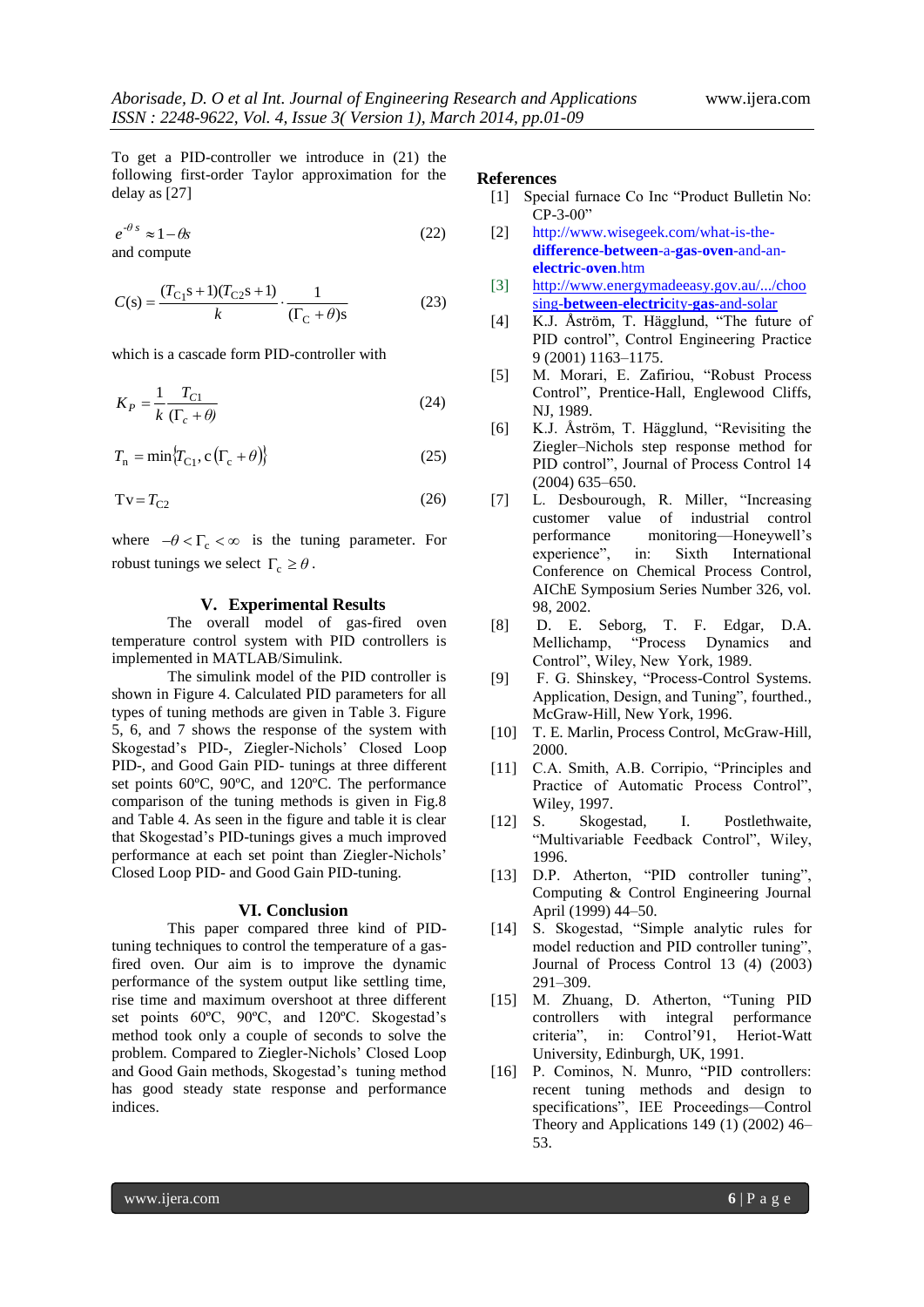To get a PID-controller we introduce in (21) the following first-order Taylor approximation for the delay as [27]

$$e^{-\theta s} \approx 1 - \theta s \tag{22}$$

and compute

$$C(s) = \frac{(T_{C1}s+1)(T_{C2}s+1)}{k} \cdot \frac{1}{(\Gamma_C + \theta)s} \tag{23}$$

which is a cascade form PID-controller with

$$K_P = \frac{1}{k} \frac{T_{C1}}{(\Gamma_c + \theta)} \tag{24}$$

$$T_n = \min\{T_{C1}, c(\Gamma_c + \theta)\} \tag{25}$$

$$Tv = T_{C2} \tag{26}$$

where $-\theta < \Gamma_c < \infty$ is the tuning parameter. For robust tunings we select $\Gamma_c \geq \theta$.

## V. Experimental Results

The overall model of gas-fired oven temperature control system with PID controllers is implemented in MATLAB/Simulink.

The simulink model of the PID controller is shown in Figure 4. Calculated PID parameters for all types of tuning methods are given in Table 3. Figure 5, 6, and 7 shows the response of the system with Skogestad's PID-, Ziegler-Nichols' Closed Loop PID-, and Good Gain PID- tunings at three different set points 60ºC, 90ºC, and 120ºC. The performance comparison of the tuning methods is given in Fig.8 and Table 4. As seen in the figure and table it is clear that Skogestad's PID-tunings gives a much improved performance at each set point than Ziegler-Nichols' Closed Loop PID- and Good Gain PID-tuning.

## VI. Conclusion

This paper compared three kind of PID-tuning techniques to control the temperature of a gas-fired oven. Our aim is to improve the dynamic performance of the system output like settling time, rise time and maximum overshoot at three different set points 60ºC, 90ºC, and 120ºC. Skogestad's method took only a couple of seconds to solve the problem. Compared to Ziegler-Nichols' Closed Loop and Good Gain methods, Skogestad's tuning method has good steady state response and performance indices.

## References

[1] Special furnace Co Inc "Product Bulletin No: CP-3-00"

[2] http://www.wisegeek.com/what-is-the-difference-between-a-gas-oven-and-an-electric-oven.htm

[3] http://www.energymadeeasy.gov.au/.../choosing-between-electricity-gas-and-solar

[4] K.J. Åström, T. Hägglund, "The future of PID control", Control Engineering Practice 9 (2001) 1163–1175.

[5] M. Morari, E. Zafiriou, "Robust Process Control", Prentice-Hall, Englewood Cliffs, NJ, 1989.

[6] K.J. Åström, T. Hägglund, "Revisiting the Ziegler–Nichols step response method for PID control", Journal of Process Control 14 (2004) 635–650.

[7] L. Desbourough, R. Miller, "Increasing customer value of industrial control performance monitoring—Honeywell's experience", in: Sixth International Conference on Chemical Process Control, AIChE Symposium Series Number 326, vol. 98, 2002.

[8] D. E. Seborg, T. F. Edgar, D.A. Mellichamp, "Process Dynamics and Control", Wiley, New York, 1989.

[9] F. G. Shinskey, "Process-Control Systems. Application, Design, and Tuning", fourthed., McGraw-Hill, New York, 1996.

[10] T. E. Marlin, Process Control, McGraw-Hill, 2000.

[11] C.A. Smith, A.B. Corripio, "Principles and Practice of Automatic Process Control", Wiley, 1997.

[12] S. Skogestad, I. Postlethwaite, "Multivariable Feedback Control", Wiley, 1996.

[13] D.P. Atherton, "PID controller tuning", Computing & Control Engineering Journal April (1999) 44–50.

[14] S. Skogestad, "Simple analytic rules for model reduction and PID controller tuning", Journal of Process Control 13 (4) (2003) 291–309.

[15] M. Zhuang, D. Atherton, "Tuning PID controllers with integral performance criteria", in: Control'91, Heriot-Watt University, Edinburgh, UK, 1991.

[16] P. Cominos, N. Munro, "PID controllers: recent tuning methods and design to specifications", IEE Proceedings—Control Theory and Applications 149 (1) (2002) 46–53.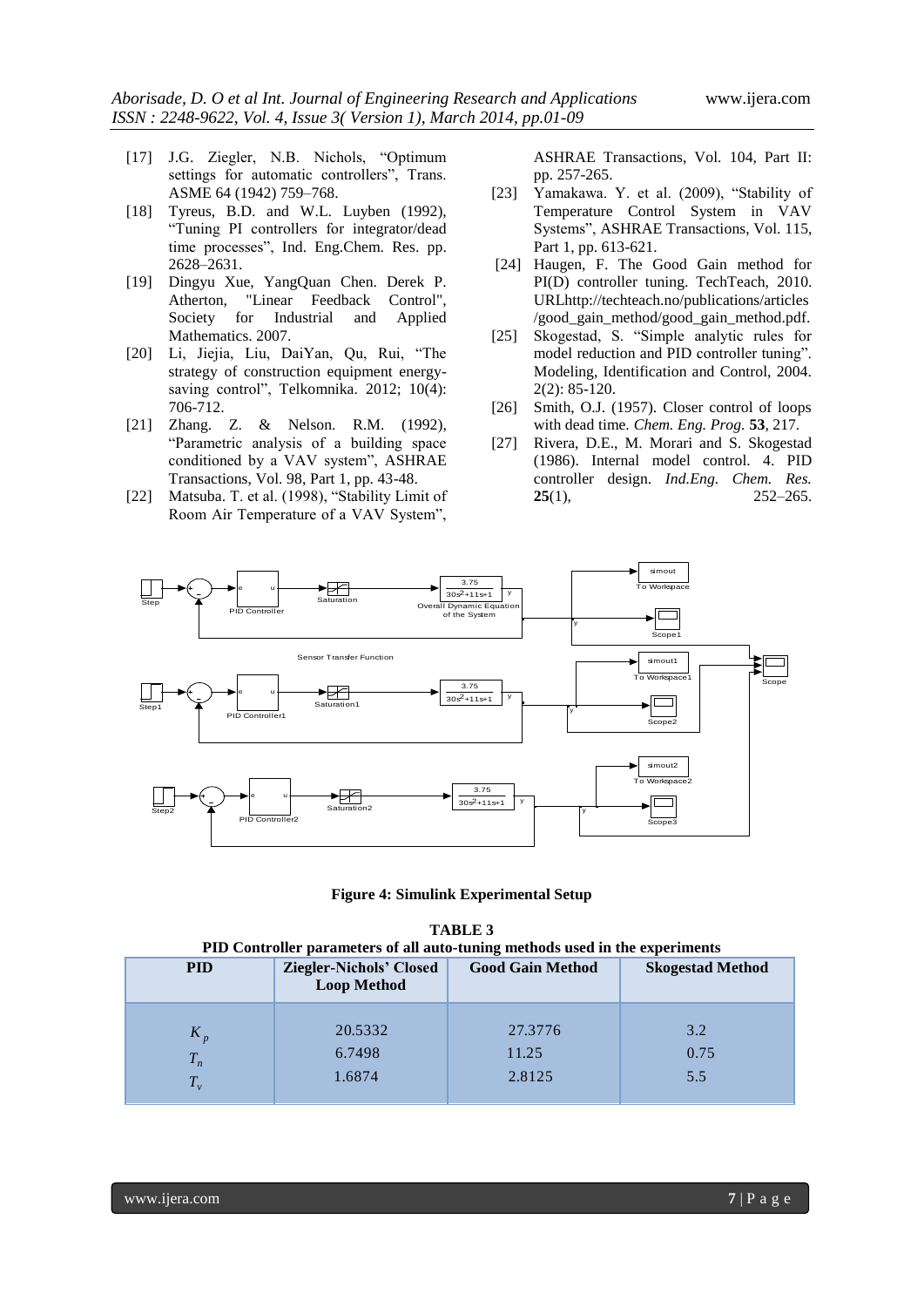[17] J.G. Ziegler, N.B. Nichols, "Optimum settings for automatic controllers", Trans. ASME 64 (1942) 759–768.

[18] Tyreus, B.D. and W.L. Luyben (1992), "Tuning PI controllers for integrator/dead time processes", Ind. Eng.Chem. Res. pp. 2628–2631.

[19] Dingyu Xue, YangQuan Chen. Derek P. Atherton, "Linear Feedback Control", Society for Industrial and Applied Mathematics. 2007.

[20] Li, Jiejia, Liu, DaiYan, Qu, Rui, "The strategy of construction equipment energy-saving control", Telkomnika. 2012; 10(4): 706-712.

[21] Zhang. Z. & Nelson. R.M. (1992), "Parametric analysis of a building space conditioned by a VAV system", ASHRAE Transactions, Vol. 98, Part 1, pp. 43-48.

[22] Matsuba. T. et al. (1998), "Stability Limit of Room Air Temperature of a VAV System", ASHRAE Transactions, Vol. 104, Part II: pp. 257-265.

[23] Yamakawa. Y. et al. (2009), "Stability of Temperature Control System in VAV Systems", ASHRAE Transactions, Vol. 115, Part 1, pp. 613-621.

[24] Haugen, F. The Good Gain method for PI(D) controller tuning. TechTeach, 2010. URLhttp://techteach.no/publications/articles /good_gain_method/good_gain_method.pdf.

[25] Skogestad, S. "Simple analytic rules for model reduction and PID controller tuning". Modeling, Identification and Control, 2004. 2(2): 85-120.

[26] Smith, O.J. (1957). Closer control of loops with dead time. *Chem. Eng. Prog.* **53**, 217.

[27] Rivera, D.E., M. Morari and S. Skogestad (1986). Internal model control. 4. PID controller design. *Ind.Eng. Chem. Res.* **25**(1), 252–265.

**Figure 4: Simulink Experimental Setup**

**TABLE 3**
**PID Controller parameters of all auto-tuning methods used in the experiments**

| PID | Ziegler-Nichols' Closed Loop Method | Good Gain Method | Skogestad Method |
|---|---|---|---|
| $K_p$ | 20.5332 | 27.3776 | 3.2 |
| $T_n$ | 6.7498 | 11.25 | 0.75 |
| $T_v$ | 1.6874 | 2.8125 | 5.5 |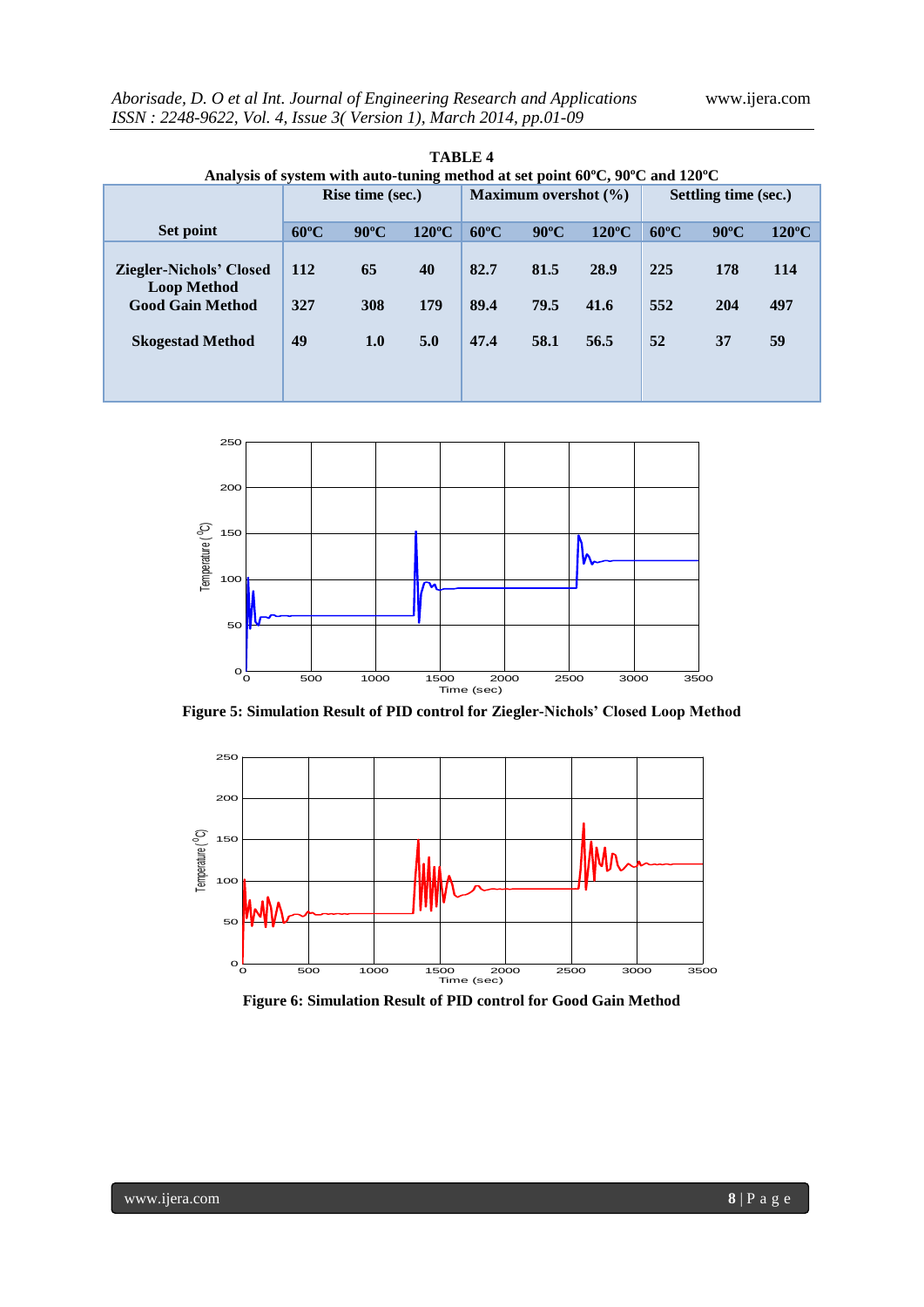**TABLE 4**
**Analysis of system with auto-tuning method at set point 60ºC, 90ºC and 120ºC**

| Set point | Rise time (sec.) | | | Maximum overshot (%) | | | Settling time (sec.) | | |
|---|---|---|---|---|---|---|---|---|---|
| | 60ºC | 90ºC | 120ºC | 60ºC | 90ºC | 120ºC | 60ºC | 90ºC | 120ºC |
| Ziegler-Nichols' Closed Loop Method | 112 | 65 | 40 | 82.7 | 81.5 | 28.9 | 225 | 178 | 114 |
| Good Gain Method | 327 | 308 | 179 | 89.4 | 79.5 | 41.6 | 552 | 204 | 497 |
| Skogestad Method | 49 | 1.0 | 5.0 | 47.4 | 58.1 | 56.5 | 52 | 37 | 59 |

**Figure 5: Simulation Result of PID control for Ziegler-Nichols' Closed Loop Method**

**Figure 6: Simulation Result of PID control for Good Gain Method**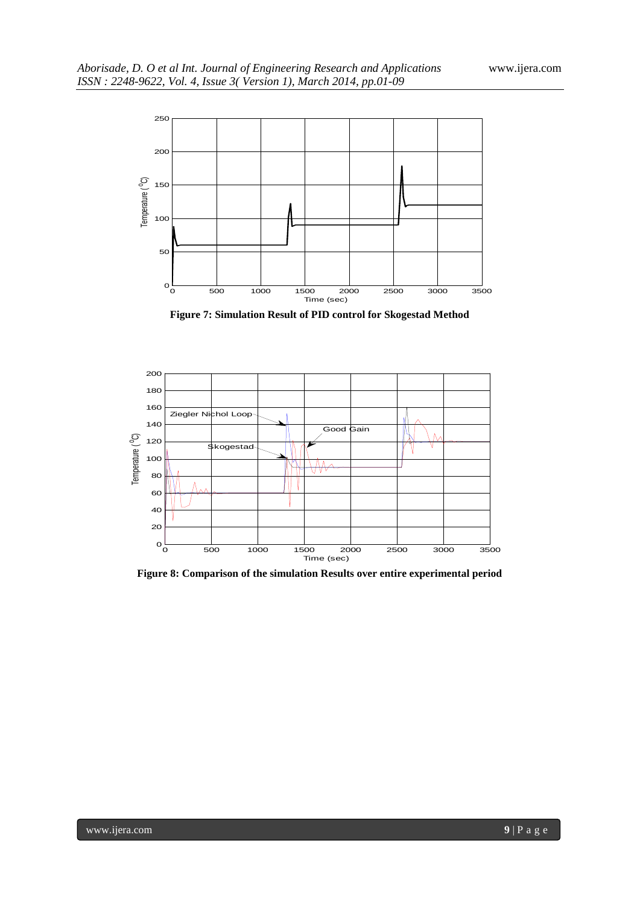250

200

150

100

50

0

Temperature ($^{0}$C)

0 500 1000 1500 2000 2500 3000 3500

Time (sec)

**Figure 7: Simulation Result of PID control for Skogestad Method**

200

180

160

140

120

100

80

60

40

20

0

Temperature ($^{0}$C)

Ziegler Nichol Loop

Good Gain

Skogestad

0 500 1000 1500 2000 2500 3000 3500

Time (sec)

**Figure 8: Comparison of the simulation Results over entire experimental period**